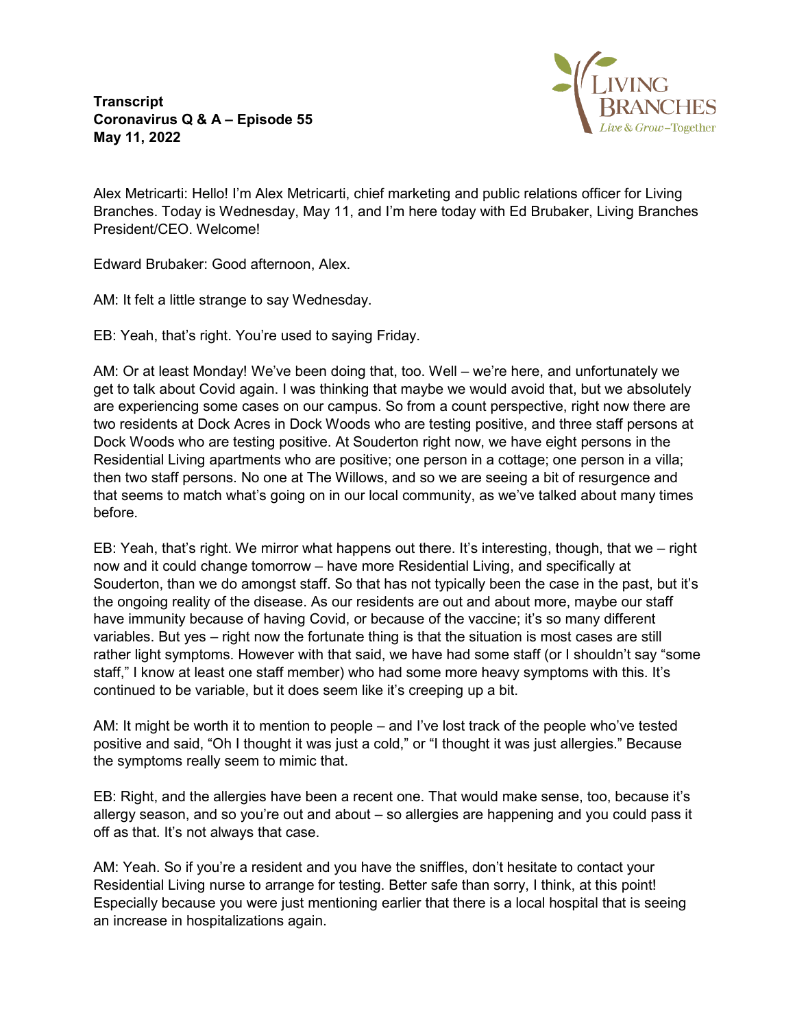**Transcript**
**Coronavirus Q & A – Episode 55**
**May 11, 2022**

Alex Metricarti: Hello! I'm Alex Metricarti, chief marketing and public relations officer for Living Branches. Today is Wednesday, May 11, and I'm here today with Ed Brubaker, Living Branches President/CEO. Welcome!

Edward Brubaker: Good afternoon, Alex.

AM: It felt a little strange to say Wednesday.

EB: Yeah, that's right. You're used to saying Friday.

AM: Or at least Monday! We've been doing that, too. Well – we're here, and unfortunately we get to talk about Covid again. I was thinking that maybe we would avoid that, but we absolutely are experiencing some cases on our campus. So from a count perspective, right now there are two residents at Dock Acres in Dock Woods who are testing positive, and three staff persons at Dock Woods who are testing positive. At Souderton right now, we have eight persons in the Residential Living apartments who are positive; one person in a cottage; one person in a villa; then two staff persons. No one at The Willows, and so we are seeing a bit of resurgence and that seems to match what's going on in our local community, as we've talked about many times before.

EB: Yeah, that's right. We mirror what happens out there. It's interesting, though, that we – right now and it could change tomorrow – have more Residential Living, and specifically at Souderton, than we do amongst staff. So that has not typically been the case in the past, but it's the ongoing reality of the disease. As our residents are out and about more, maybe our staff have immunity because of having Covid, or because of the vaccine; it's so many different variables. But yes – right now the fortunate thing is that the situation is most cases are still rather light symptoms. However with that said, we have had some staff (or I shouldn't say "some staff," I know at least one staff member) who had some more heavy symptoms with this. It's continued to be variable, but it does seem like it's creeping up a bit.

AM: It might be worth it to mention to people – and I've lost track of the people who've tested positive and said, "Oh I thought it was just a cold," or "I thought it was just allergies." Because the symptoms really seem to mimic that.

EB: Right, and the allergies have been a recent one. That would make sense, too, because it's allergy season, and so you're out and about – so allergies are happening and you could pass it off as that. It's not always that case.

AM: Yeah. So if you're a resident and you have the sniffles, don't hesitate to contact your Residential Living nurse to arrange for testing. Better safe than sorry, I think, at this point! Especially because you were just mentioning earlier that there is a local hospital that is seeing an increase in hospitalizations again.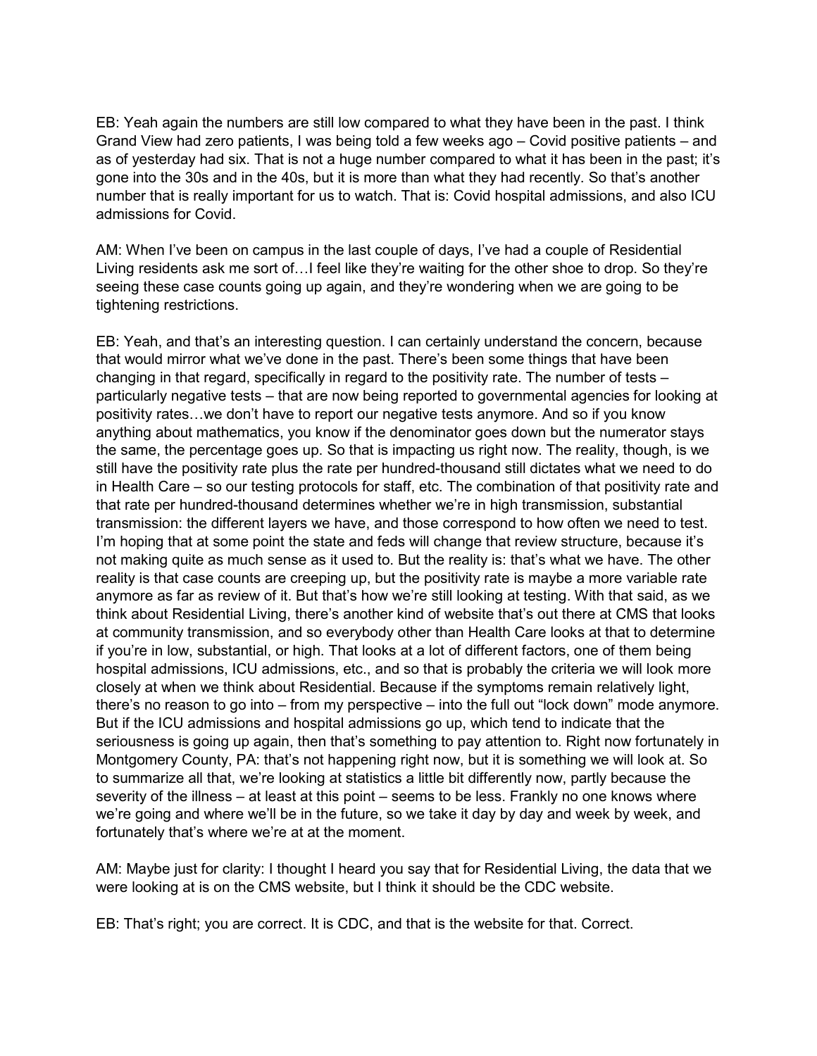EB: Yeah again the numbers are still low compared to what they have been in the past. I think Grand View had zero patients, I was being told a few weeks ago – Covid positive patients – and as of yesterday had six. That is not a huge number compared to what it has been in the past; it's gone into the 30s and in the 40s, but it is more than what they had recently. So that's another number that is really important for us to watch. That is: Covid hospital admissions, and also ICU admissions for Covid.

AM: When I've been on campus in the last couple of days, I've had a couple of Residential Living residents ask me sort of…I feel like they're waiting for the other shoe to drop. So they're seeing these case counts going up again, and they're wondering when we are going to be tightening restrictions.

EB: Yeah, and that's an interesting question. I can certainly understand the concern, because that would mirror what we've done in the past. There's been some things that have been changing in that regard, specifically in regard to the positivity rate. The number of tests – particularly negative tests – that are now being reported to governmental agencies for looking at positivity rates…we don't have to report our negative tests anymore. And so if you know anything about mathematics, you know if the denominator goes down but the numerator stays the same, the percentage goes up. So that is impacting us right now. The reality, though, is we still have the positivity rate plus the rate per hundred-thousand still dictates what we need to do in Health Care – so our testing protocols for staff, etc. The combination of that positivity rate and that rate per hundred-thousand determines whether we're in high transmission, substantial transmission: the different layers we have, and those correspond to how often we need to test. I'm hoping that at some point the state and feds will change that review structure, because it's not making quite as much sense as it used to. But the reality is: that's what we have. The other reality is that case counts are creeping up, but the positivity rate is maybe a more variable rate anymore as far as review of it. But that's how we're still looking at testing. With that said, as we think about Residential Living, there's another kind of website that's out there at CMS that looks at community transmission, and so everybody other than Health Care looks at that to determine if you're in low, substantial, or high. That looks at a lot of different factors, one of them being hospital admissions, ICU admissions, etc., and so that is probably the criteria we will look more closely at when we think about Residential. Because if the symptoms remain relatively light, there's no reason to go into – from my perspective – into the full out "lock down" mode anymore. But if the ICU admissions and hospital admissions go up, which tend to indicate that the seriousness is going up again, then that's something to pay attention to. Right now fortunately in Montgomery County, PA: that's not happening right now, but it is something we will look at. So to summarize all that, we're looking at statistics a little bit differently now, partly because the severity of the illness – at least at this point – seems to be less. Frankly no one knows where we're going and where we'll be in the future, so we take it day by day and week by week, and fortunately that's where we're at at the moment.

AM: Maybe just for clarity: I thought I heard you say that for Residential Living, the data that we were looking at is on the CMS website, but I think it should be the CDC website.

EB: That's right; you are correct. It is CDC, and that is the website for that. Correct.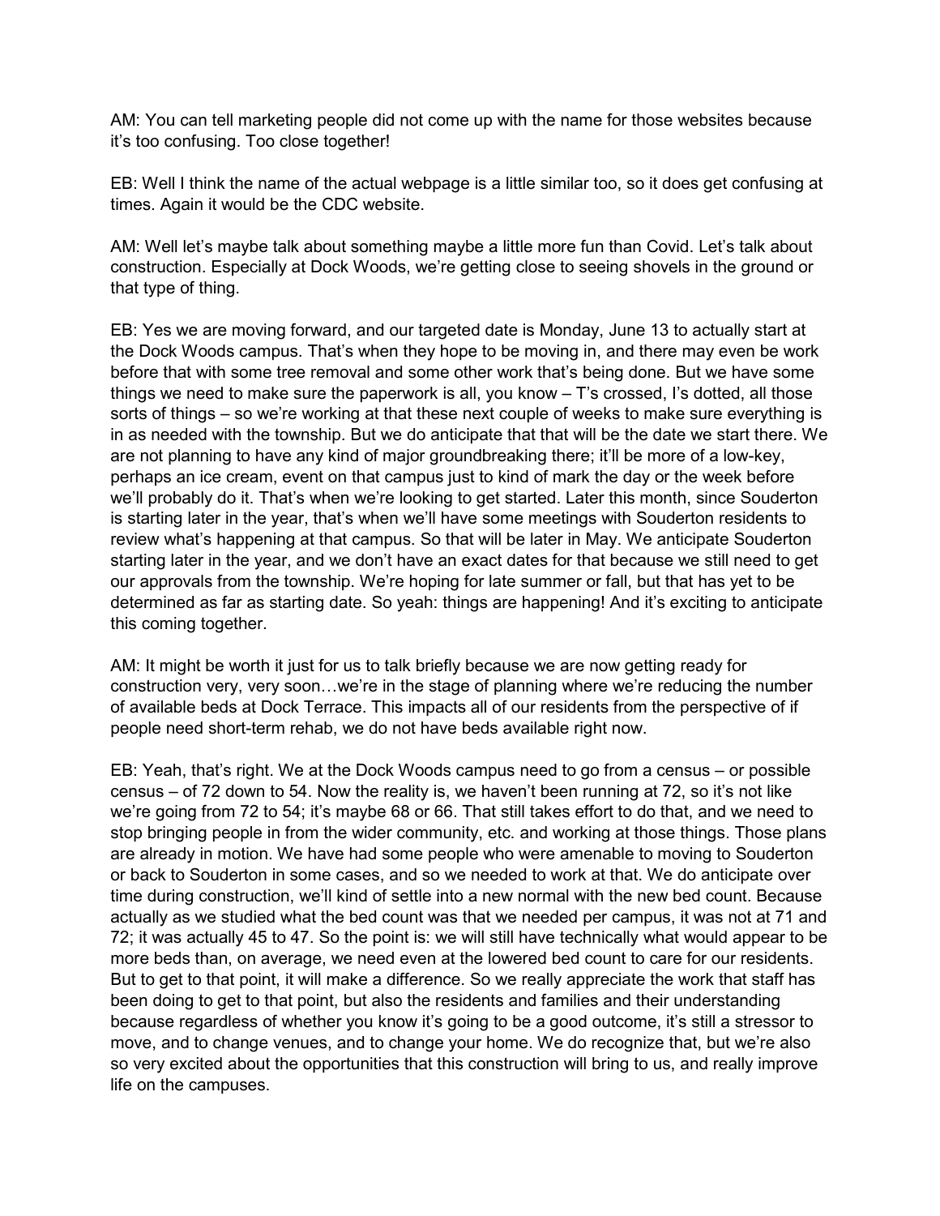AM: You can tell marketing people did not come up with the name for those websites because it's too confusing. Too close together!

EB: Well I think the name of the actual webpage is a little similar too, so it does get confusing at times. Again it would be the CDC website.

AM: Well let's maybe talk about something maybe a little more fun than Covid. Let's talk about construction. Especially at Dock Woods, we're getting close to seeing shovels in the ground or that type of thing.

EB: Yes we are moving forward, and our targeted date is Monday, June 13 to actually start at the Dock Woods campus. That's when they hope to be moving in, and there may even be work before that with some tree removal and some other work that's being done. But we have some things we need to make sure the paperwork is all, you know – T's crossed, I's dotted, all those sorts of things – so we're working at that these next couple of weeks to make sure everything is in as needed with the township. But we do anticipate that that will be the date we start there. We are not planning to have any kind of major groundbreaking there; it'll be more of a low-key, perhaps an ice cream, event on that campus just to kind of mark the day or the week before we'll probably do it. That's when we're looking to get started. Later this month, since Souderton is starting later in the year, that's when we'll have some meetings with Souderton residents to review what's happening at that campus. So that will be later in May. We anticipate Souderton starting later in the year, and we don't have an exact dates for that because we still need to get our approvals from the township. We're hoping for late summer or fall, but that has yet to be determined as far as starting date. So yeah: things are happening! And it's exciting to anticipate this coming together.

AM: It might be worth it just for us to talk briefly because we are now getting ready for construction very, very soon…we're in the stage of planning where we're reducing the number of available beds at Dock Terrace. This impacts all of our residents from the perspective of if people need short-term rehab, we do not have beds available right now.

EB: Yeah, that's right. We at the Dock Woods campus need to go from a census – or possible census – of 72 down to 54. Now the reality is, we haven't been running at 72, so it's not like we're going from 72 to 54; it's maybe 68 or 66. That still takes effort to do that, and we need to stop bringing people in from the wider community, etc. and working at those things. Those plans are already in motion. We have had some people who were amenable to moving to Souderton or back to Souderton in some cases, and so we needed to work at that. We do anticipate over time during construction, we'll kind of settle into a new normal with the new bed count. Because actually as we studied what the bed count was that we needed per campus, it was not at 71 and 72; it was actually 45 to 47. So the point is: we will still have technically what would appear to be more beds than, on average, we need even at the lowered bed count to care for our residents. But to get to that point, it will make a difference. So we really appreciate the work that staff has been doing to get to that point, but also the residents and families and their understanding because regardless of whether you know it's going to be a good outcome, it's still a stressor to move, and to change venues, and to change your home. We do recognize that, but we're also so very excited about the opportunities that this construction will bring to us, and really improve life on the campuses.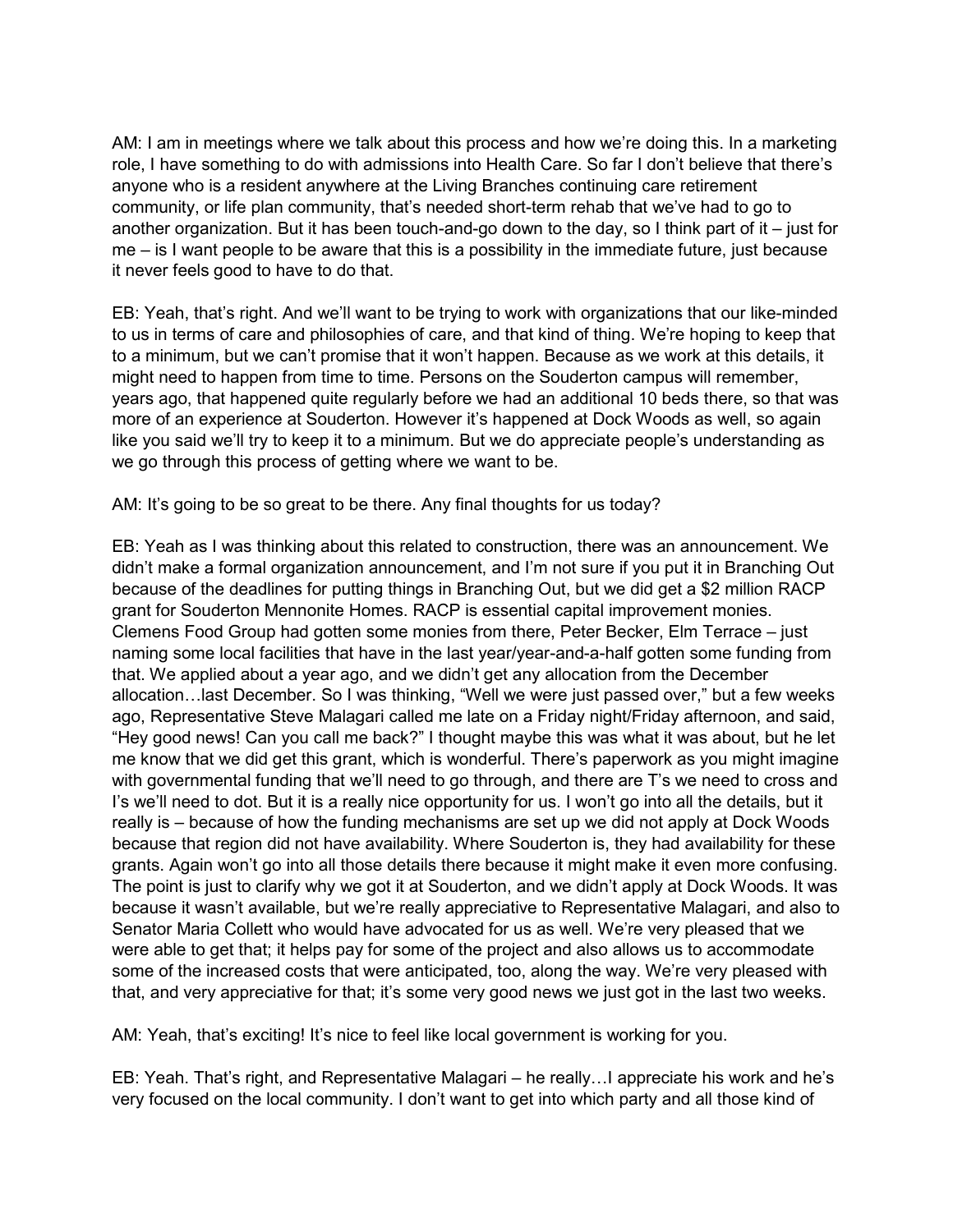AM: I am in meetings where we talk about this process and how we're doing this. In a marketing role, I have something to do with admissions into Health Care. So far I don't believe that there's anyone who is a resident anywhere at the Living Branches continuing care retirement community, or life plan community, that's needed short-term rehab that we've had to go to another organization. But it has been touch-and-go down to the day, so I think part of it – just for me – is I want people to be aware that this is a possibility in the immediate future, just because it never feels good to have to do that.

EB: Yeah, that's right. And we'll want to be trying to work with organizations that our like-minded to us in terms of care and philosophies of care, and that kind of thing. We're hoping to keep that to a minimum, but we can't promise that it won't happen. Because as we work at this details, it might need to happen from time to time. Persons on the Souderton campus will remember, years ago, that happened quite regularly before we had an additional 10 beds there, so that was more of an experience at Souderton. However it's happened at Dock Woods as well, so again like you said we'll try to keep it to a minimum. But we do appreciate people's understanding as we go through this process of getting where we want to be.

AM: It's going to be so great to be there. Any final thoughts for us today?

EB: Yeah as I was thinking about this related to construction, there was an announcement. We didn't make a formal organization announcement, and I'm not sure if you put it in Branching Out because of the deadlines for putting things in Branching Out, but we did get a $2 million RACP grant for Souderton Mennonite Homes. RACP is essential capital improvement monies. Clemens Food Group had gotten some monies from there, Peter Becker, Elm Terrace – just naming some local facilities that have in the last year/year-and-a-half gotten some funding from that. We applied about a year ago, and we didn't get any allocation from the December allocation…last December. So I was thinking, "Well we were just passed over," but a few weeks ago, Representative Steve Malagari called me late on a Friday night/Friday afternoon, and said, "Hey good news! Can you call me back?" I thought maybe this was what it was about, but he let me know that we did get this grant, which is wonderful. There's paperwork as you might imagine with governmental funding that we'll need to go through, and there are T's we need to cross and I's we'll need to dot. But it is a really nice opportunity for us. I won't go into all the details, but it really is – because of how the funding mechanisms are set up we did not apply at Dock Woods because that region did not have availability. Where Souderton is, they had availability for these grants. Again won't go into all those details there because it might make it even more confusing. The point is just to clarify why we got it at Souderton, and we didn't apply at Dock Woods. It was because it wasn't available, but we're really appreciative to Representative Malagari, and also to Senator Maria Collett who would have advocated for us as well. We're very pleased that we were able to get that; it helps pay for some of the project and also allows us to accommodate some of the increased costs that were anticipated, too, along the way. We're very pleased with that, and very appreciative for that; it's some very good news we just got in the last two weeks.

AM: Yeah, that's exciting! It's nice to feel like local government is working for you.

EB: Yeah. That's right, and Representative Malagari – he really…I appreciate his work and he's very focused on the local community. I don't want to get into which party and all those kind of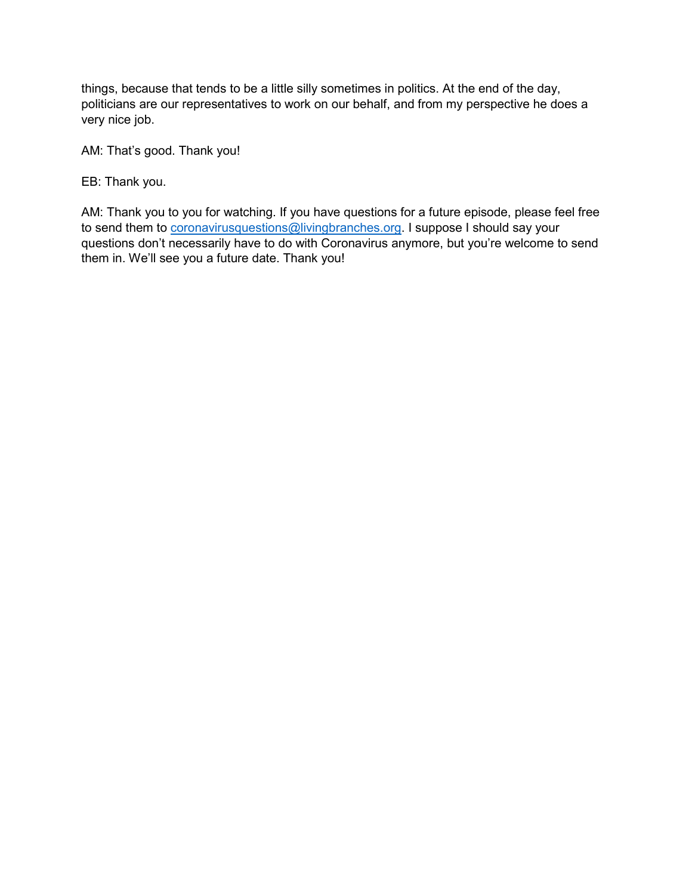things, because that tends to be a little silly sometimes in politics. At the end of the day, politicians are our representatives to work on our behalf, and from my perspective he does a very nice job.

AM: That's good. Thank you!

EB: Thank you.

AM: Thank you to you for watching. If you have questions for a future episode, please feel free to send them to [coronavirusquestions@livingbranches.org](mailto:coronavirusquestions@livingbranches.org). I suppose I should say your questions don't necessarily have to do with Coronavirus anymore, but you're welcome to send them in. We'll see you a future date. Thank you!